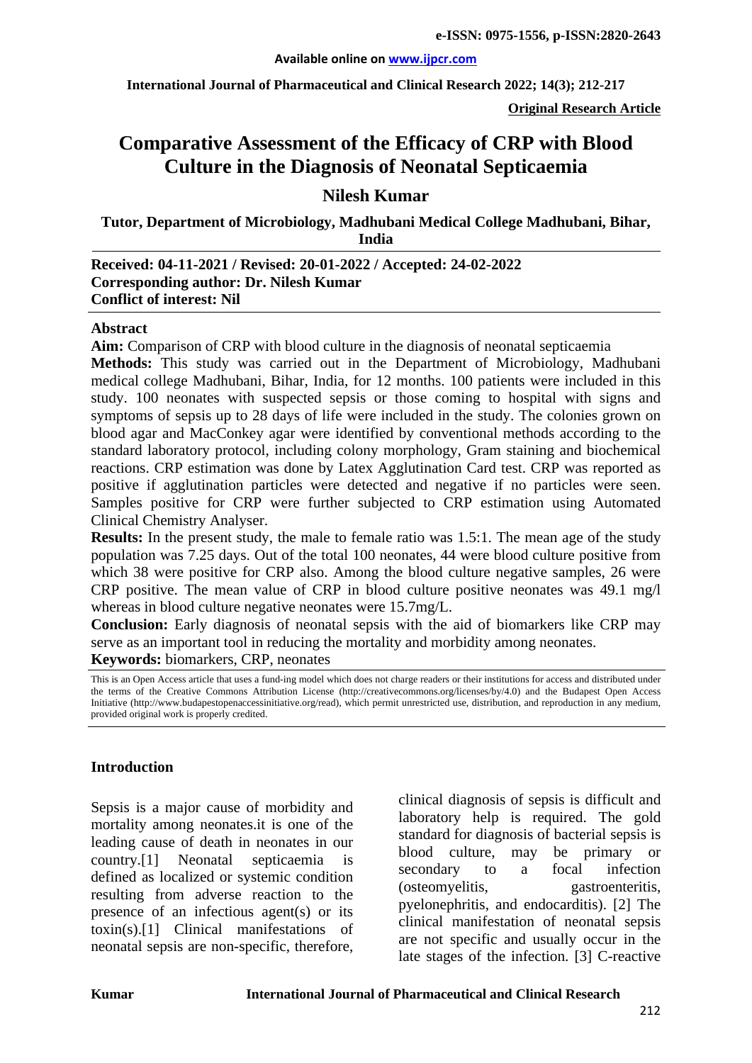e-ISSN: 0975-1556, p-ISSN:2820-2643

Available online on www.ijpcr.com

International Journal of Pharmaceutical and Clinical Research 2022; 14(3); 212-217

**Original Research Article**

# Comparative Assessment of the Efficacy of CRP with Blood Culture in the Diagnosis of Neonatal Septicaemia

## Nilesh Kumar

**Tutor, Department of Microbiology, Madhubani Medical College Madhubani, Bihar, India**

**Received: 04-11-2021 / Revised: 20-01-2022 / Accepted: 24-02-2022**
**Corresponding author: Dr. Nilesh Kumar**
**Conflict of interest: Nil**

### Abstract

**Aim:** Comparison of CRP with blood culture in the diagnosis of neonatal septicaemia

**Methods:** This study was carried out in the Department of Microbiology, Madhubani medical college Madhubani, Bihar, India, for 12 months. 100 patients were included in this study. 100 neonates with suspected sepsis or those coming to hospital with signs and symptoms of sepsis up to 28 days of life were included in the study. The colonies grown on blood agar and MacConkey agar were identified by conventional methods according to the standard laboratory protocol, including colony morphology, Gram staining and biochemical reactions. CRP estimation was done by Latex Agglutination Card test. CRP was reported as positive if agglutination particles were detected and negative if no particles were seen. Samples positive for CRP were further subjected to CRP estimation using Automated Clinical Chemistry Analyser.

**Results:** In the present study, the male to female ratio was 1.5:1. The mean age of the study population was 7.25 days. Out of the total 100 neonates, 44 were blood culture positive from which 38 were positive for CRP also. Among the blood culture negative samples, 26 were CRP positive. The mean value of CRP in blood culture positive neonates was 49.1 mg/l whereas in blood culture negative neonates were 15.7mg/L.

**Conclusion:** Early diagnosis of neonatal sepsis with the aid of biomarkers like CRP may serve as an important tool in reducing the mortality and morbidity among neonates.

**Keywords:** biomarkers, CRP, neonates

This is an Open Access article that uses a fund-ing model which does not charge readers or their institutions for access and distributed under the terms of the Creative Commons Attribution License (http://creativecommons.org/licenses/by/4.0) and the Budapest Open Access Initiative (http://www.budapestopenaccessinitiative.org/read), which permit unrestricted use, distribution, and reproduction in any medium, provided original work is properly credited.

### Introduction

Sepsis is a major cause of morbidity and mortality among neonates.it is one of the leading cause of death in neonates in our country.[1] Neonatal septicaemia is defined as localized or systemic condition resulting from adverse reaction to the presence of an infectious agent(s) or its toxin(s).[1] Clinical manifestations of neonatal sepsis are non-specific, therefore, clinical diagnosis of sepsis is difficult and laboratory help is required. The gold standard for diagnosis of bacterial sepsis is blood culture, may be primary or secondary to a focal infection (osteomyelitis, gastroenteritis, pyelonephritis, and endocarditis). [2] The clinical manifestation of neonatal sepsis are not specific and usually occur in the late stages of the infection. [3] C-reactive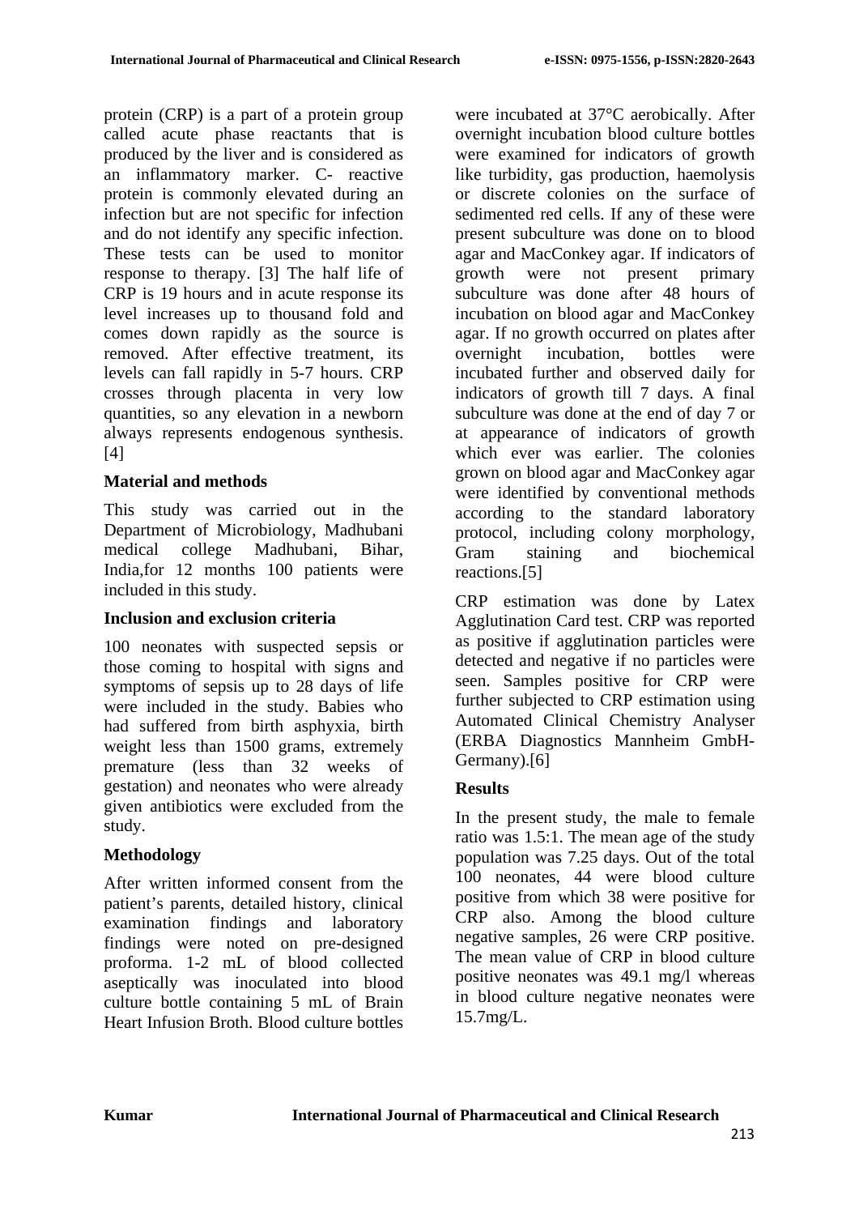protein (CRP) is a part of a protein group called acute phase reactants that is produced by the liver and is considered as an inflammatory marker. C- reactive protein is commonly elevated during an infection but are not specific for infection and do not identify any specific infection. These tests can be used to monitor response to therapy. [3] The half life of CRP is 19 hours and in acute response its level increases up to thousand fold and comes down rapidly as the source is removed. After effective treatment, its levels can fall rapidly in 5-7 hours. CRP crosses through placenta in very low quantities, so any elevation in a newborn always represents endogenous synthesis. [4]

## Material and methods

This study was carried out in the Department of Microbiology, Madhubani medical college Madhubani, Bihar, India,for 12 months 100 patients were included in this study.

## Inclusion and exclusion criteria

100 neonates with suspected sepsis or those coming to hospital with signs and symptoms of sepsis up to 28 days of life were included in the study. Babies who had suffered from birth asphyxia, birth weight less than 1500 grams, extremely premature (less than 32 weeks of gestation) and neonates who were already given antibiotics were excluded from the study.

## Methodology

After written informed consent from the patient's parents, detailed history, clinical examination findings and laboratory findings were noted on pre-designed proforma. 1-2 mL of blood collected aseptically was inoculated into blood culture bottle containing 5 mL of Brain Heart Infusion Broth. Blood culture bottles were incubated at 37°C aerobically. After overnight incubation blood culture bottles were examined for indicators of growth like turbidity, gas production, haemolysis or discrete colonies on the surface of sedimented red cells. If any of these were present subculture was done on to blood agar and MacConkey agar. If indicators of growth were not present primary subculture was done after 48 hours of incubation on blood agar and MacConkey agar. If no growth occurred on plates after overnight incubation, bottles were incubated further and observed daily for indicators of growth till 7 days. A final subculture was done at the end of day 7 or at appearance of indicators of growth which ever was earlier. The colonies grown on blood agar and MacConkey agar were identified by conventional methods according to the standard laboratory protocol, including colony morphology, Gram staining and biochemical reactions.[5]

CRP estimation was done by Latex Agglutination Card test. CRP was reported as positive if agglutination particles were detected and negative if no particles were seen. Samples positive for CRP were further subjected to CRP estimation using Automated Clinical Chemistry Analyser (ERBA Diagnostics Mannheim GmbH-Germany).[6]

## Results

In the present study, the male to female ratio was 1.5:1. The mean age of the study population was 7.25 days. Out of the total 100 neonates, 44 were blood culture positive from which 38 were positive for CRP also. Among the blood culture negative samples, 26 were CRP positive. The mean value of CRP in blood culture positive neonates was 49.1 mg/l whereas in blood culture negative neonates were 15.7mg/L.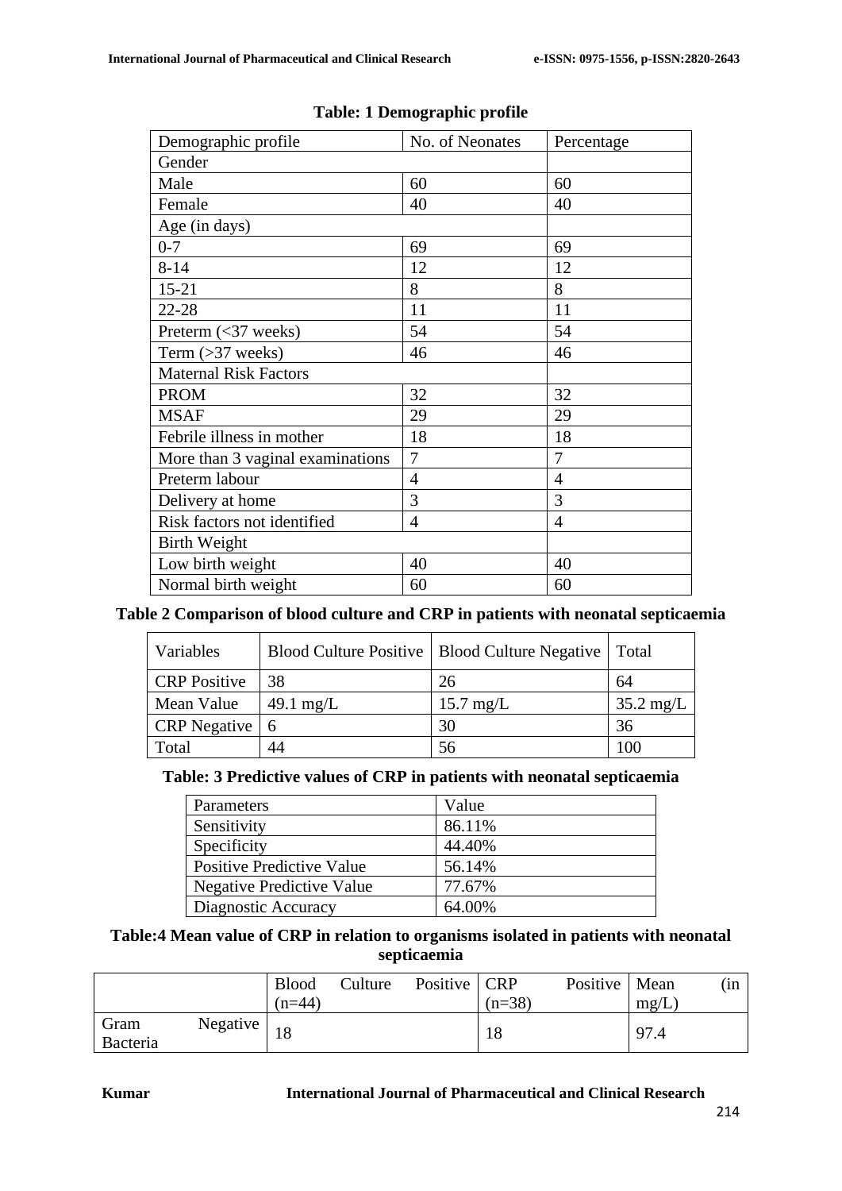**Table: 1 Demographic profile**

| Demographic profile | No. of Neonates | Percentage |
|---|---|---|
| Gender | | |
| Male | 60 | 60 |
| Female | 40 | 40 |
| Age (in days) | | |
| 0-7 | 69 | 69 |
| 8-14 | 12 | 12 |
| 15-21 | 8 | 8 |
| 22-28 | 11 | 11 |
| Preterm (<37 weeks) | 54 | 54 |
| Term (>37 weeks) | 46 | 46 |
| Maternal Risk Factors | | |
| PROM | 32 | 32 |
| MSAF | 29 | 29 |
| Febrile illness in mother | 18 | 18 |
| More than 3 vaginal examinations | 7 | 7 |
| Preterm labour | 4 | 4 |
| Delivery at home | 3 | 3 |
| Risk factors not identified | 4 | 4 |
| Birth Weight | | |
| Low birth weight | 40 | 40 |
| Normal birth weight | 60 | 60 |

**Table 2 Comparison of blood culture and CRP in patients with neonatal septicaemia**

| Variables | Blood Culture Positive | Blood Culture Negative | Total |
|---|---|---|---|
| CRP Positive | 38 | 26 | 64 |
| Mean Value | 49.1 mg/L | 15.7 mg/L | 35.2 mg/L |
| CRP Negative | 6 | 30 | 36 |
| Total | 44 | 56 | 100 |

**Table: 3 Predictive values of CRP in patients with neonatal septicaemia**

| Parameters | Value |
|---|---|
| Sensitivity | 86.11% |
| Specificity | 44.40% |
| Positive Predictive Value | 56.14% |
| Negative Predictive Value | 77.67% |
| Diagnostic Accuracy | 64.00% |

**Table:4 Mean value of CRP in relation to organisms isolated in patients with neonatal septicaemia**

| | Blood Culture Positive (n=44) | CRP Positive (n=38) | Mean (in mg/L) |
|---|---|---|---|
| Gram Negative Bacteria | 18 | 18 | 97.4 |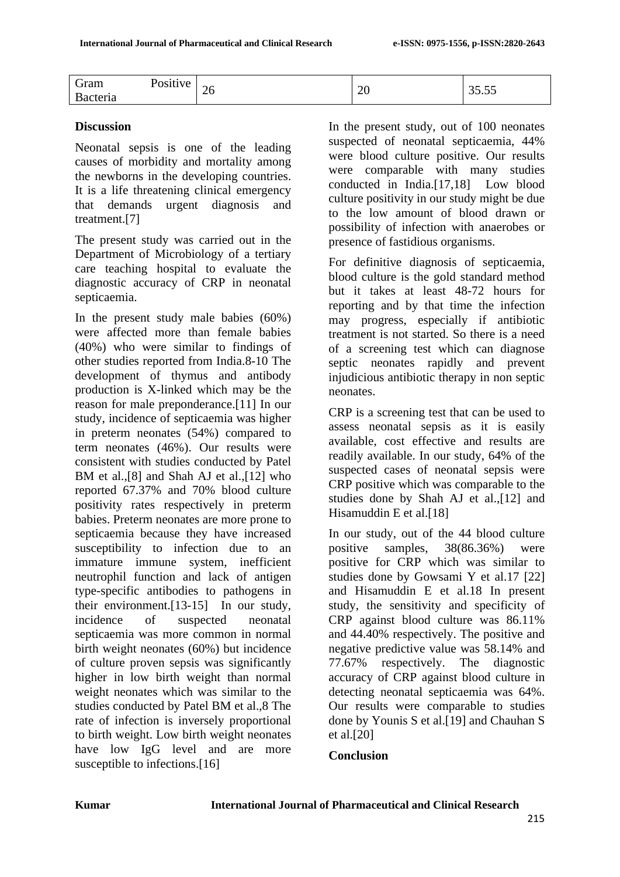| Gram Positive Bacteria | 26 | 20 | 35.55 |
|---|---|---|---|

**Discussion**

Neonatal sepsis is one of the leading causes of morbidity and mortality among the newborns in the developing countries. It is a life threatening clinical emergency that demands urgent diagnosis and treatment.[7]

The present study was carried out in the Department of Microbiology of a tertiary care teaching hospital to evaluate the diagnostic accuracy of CRP in neonatal septicaemia.

In the present study male babies (60%) were affected more than female babies (40%) who were similar to findings of other studies reported from India.8-10 The development of thymus and antibody production is X-linked which may be the reason for male preponderance.[11] In our study, incidence of septicaemia was higher in preterm neonates (54%) compared to term neonates (46%). Our results were consistent with studies conducted by Patel BM et al.,[8] and Shah AJ et al.,[12] who reported 67.37% and 70% blood culture positivity rates respectively in preterm babies. Preterm neonates are more prone to septicaemia because they have increased susceptibility to infection due to an immature immune system, inefficient neutrophil function and lack of antigen type-specific antibodies to pathogens in their environment.[13-15] In our study, incidence of suspected neonatal septicaemia was more common in normal birth weight neonates (60%) but incidence of culture proven sepsis was significantly higher in low birth weight than normal weight neonates which was similar to the studies conducted by Patel BM et al.,8 The rate of infection is inversely proportional to birth weight. Low birth weight neonates have low IgG level and are more susceptible to infections.[16]

In the present study, out of 100 neonates suspected of neonatal septicaemia, 44% were blood culture positive. Our results were comparable with many studies conducted in India.[17,18] Low blood culture positivity in our study might be due to the low amount of blood drawn or possibility of infection with anaerobes or presence of fastidious organisms.

For definitive diagnosis of septicaemia, blood culture is the gold standard method but it takes at least 48-72 hours for reporting and by that time the infection may progress, especially if antibiotic treatment is not started. So there is a need of a screening test which can diagnose septic neonates rapidly and prevent injudicious antibiotic therapy in non septic neonates.

CRP is a screening test that can be used to assess neonatal sepsis as it is easily available, cost effective and results are readily available. In our study, 64% of the suspected cases of neonatal sepsis were CRP positive which was comparable to the studies done by Shah AJ et al.,[12] and Hisamuddin E et al.[18]

In our study, out of the 44 blood culture positive samples, 38(86.36%) were positive for CRP which was similar to studies done by Gowsami Y et al.17 [22] and Hisamuddin E et al.18 In present study, the sensitivity and specificity of CRP against blood culture was 86.11% and 44.40% respectively. The positive and negative predictive value was 58.14% and 77.67% respectively. The diagnostic accuracy of CRP against blood culture in detecting neonatal septicaemia was 64%. Our results were comparable to studies done by Younis S et al.[19] and Chauhan S et al.[20]

**Conclusion**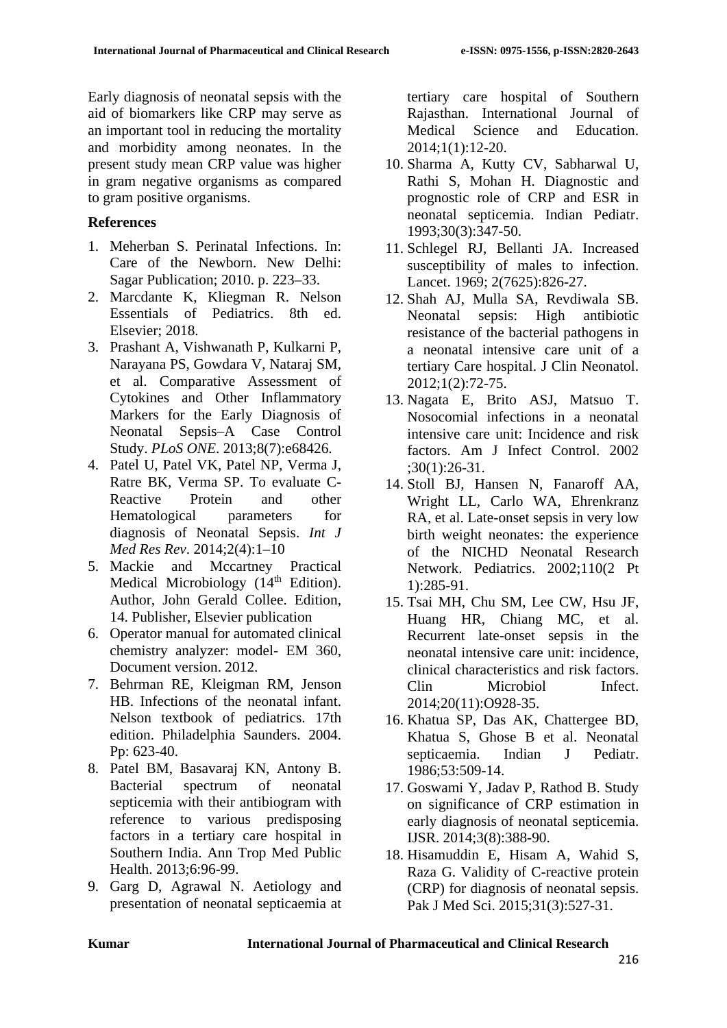Early diagnosis of neonatal sepsis with the aid of biomarkers like CRP may serve as an important tool in reducing the mortality and morbidity among neonates. In the present study mean CRP value was higher in gram negative organisms as compared to gram positive organisms.

## References

1. Meherban S. Perinatal Infections. In: Care of the Newborn. New Delhi: Sagar Publication; 2010. p. 223–33.
2. Marcdante K, Kliegman R. Nelson Essentials of Pediatrics. 8th ed. Elsevier; 2018.
3. Prashant A, Vishwanath P, Kulkarni P, Narayana PS, Gowdara V, Nataraj SM, et al. Comparative Assessment of Cytokines and Other Inflammatory Markers for the Early Diagnosis of Neonatal Sepsis–A Case Control Study. *PLoS ONE*. 2013;8(7):e68426.
4. Patel U, Patel VK, Patel NP, Verma J, Ratre BK, Verma SP. To evaluate C-Reactive Protein and other Hematological parameters for diagnosis of Neonatal Sepsis. *Int J Med Res Rev*. 2014;2(4):1–10
5. Mackie and Mccartney Practical Medical Microbiology (14th Edition). Author, John Gerald Collee. Edition, 14. Publisher, Elsevier publication
6. Operator manual for automated clinical chemistry analyzer: model- EM 360, Document version. 2012.
7. Behrman RE, Kleigman RM, Jenson HB. Infections of the neonatal infant. Nelson textbook of pediatrics. 17th edition. Philadelphia Saunders. 2004. Pp: 623-40.
8. Patel BM, Basavaraj KN, Antony B. Bacterial spectrum of neonatal septicemia with their antibiogram with reference to various predisposing factors in a tertiary care hospital in Southern India. Ann Trop Med Public Health. 2013;6:96-99.
9. Garg D, Agrawal N. Aetiology and presentation of neonatal septicaemia at tertiary care hospital of Southern Rajasthan. International Journal of Medical Science and Education. 2014;1(1):12-20.
10. Sharma A, Kutty CV, Sabharwal U, Rathi S, Mohan H. Diagnostic and prognostic role of CRP and ESR in neonatal septicemia. Indian Pediatr. 1993;30(3):347-50.
11. Schlegel RJ, Bellanti JA. Increased susceptibility of males to infection. Lancet. 1969; 2(7625):826-27.
12. Shah AJ, Mulla SA, Revdiwala SB. Neonatal sepsis: High antibiotic resistance of the bacterial pathogens in a neonatal intensive care unit of a tertiary Care hospital. J Clin Neonatol. 2012;1(2):72-75.
13. Nagata E, Brito ASJ, Matsuo T. Nosocomial infections in a neonatal intensive care unit: Incidence and risk factors. Am J Infect Control. 2002 ;30(1):26-31.
14. Stoll BJ, Hansen N, Fanaroff AA, Wright LL, Carlo WA, Ehrenkranz RA, et al. Late-onset sepsis in very low birth weight neonates: the experience of the NICHD Neonatal Research Network. Pediatrics. 2002;110(2 Pt 1):285-91.
15. Tsai MH, Chu SM, Lee CW, Hsu JF, Huang HR, Chiang MC, et al. Recurrent late-onset sepsis in the neonatal intensive care unit: incidence, clinical characteristics and risk factors. Clin Microbiol Infect. 2014;20(11):O928-35.
16. Khatua SP, Das AK, Chattergee BD, Khatua S, Ghose B et al. Neonatal septicaemia. Indian J Pediatr. 1986;53:509-14.
17. Goswami Y, Jadav P, Rathod B. Study on significance of CRP estimation in early diagnosis of neonatal septicemia. IJSR. 2014;3(8):388-90.
18. Hisamuddin E, Hisam A, Wahid S, Raza G. Validity of C-reactive protein (CRP) for diagnosis of neonatal sepsis. Pak J Med Sci. 2015;31(3):527-31.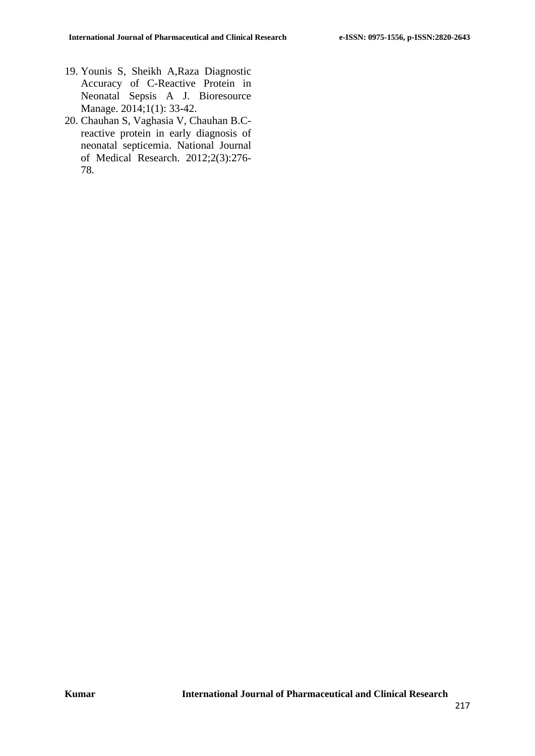19. Younis S, Sheikh A,Raza Diagnostic Accuracy of C-Reactive Protein in Neonatal Sepsis A J. Bioresource Manage. 2014;1(1): 33-42.
20. Chauhan S, Vaghasia V, Chauhan B.C-reactive protein in early diagnosis of neonatal septicemia. National Journal of Medical Research. 2012;2(3):276-78.